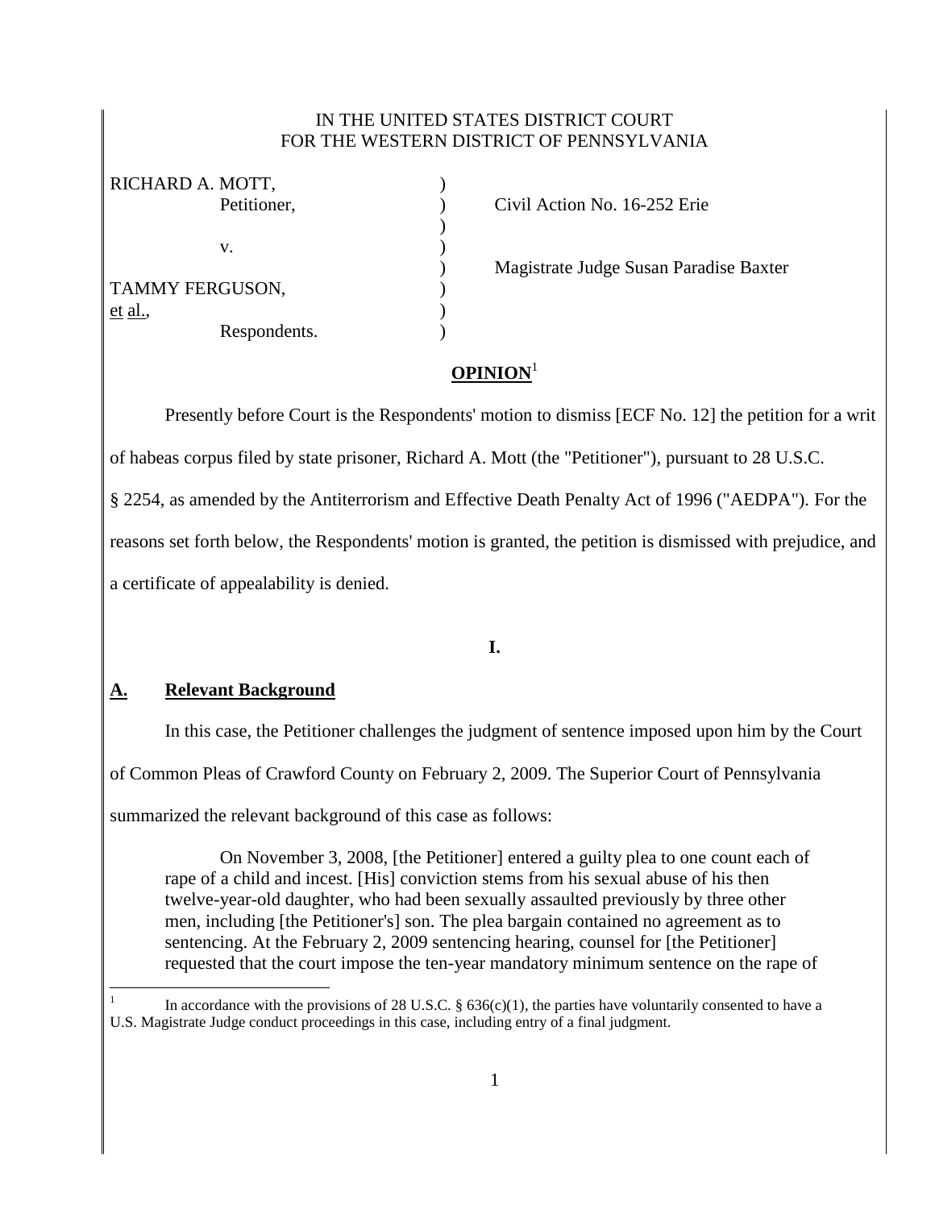IN THE UNITED STATES DISTRICT COURT
FOR THE WESTERN DISTRICT OF PENNSYLVANIA

RICHARD A. MOTT,
Petitioner,

v.

TAMMY FERGUSON,
et al.,
Respondents.

Civil Action No. 16-252 Erie

Magistrate Judge Susan Paradise Baxter

**OPINION**[1]

Presently before Court is the Respondents' motion to dismiss [ECF No. 12] the petition for a writ of habeas corpus filed by state prisoner, Richard A. Mott (the "Petitioner"), pursuant to 28 U.S.C. § 2254, as amended by the Antiterrorism and Effective Death Penalty Act of 1996 ("AEDPA"). For the reasons set forth below, the Respondents' motion is granted, the petition is dismissed with prejudice, and a certificate of appealability is denied.

**I.**

## A. Relevant Background

In this case, the Petitioner challenges the judgment of sentence imposed upon him by the Court of Common Pleas of Crawford County on February 2, 2009. The Superior Court of Pennsylvania summarized the relevant background of this case as follows:

> On November 3, 2008, [the Petitioner] entered a guilty plea to one count each of rape of a child and incest. [His] conviction stems from his sexual abuse of his then twelve-year-old daughter, who had been sexually assaulted previously by three other men, including [the Petitioner's] son. The plea bargain contained no agreement as to sentencing. At the February 2, 2009 sentencing hearing, counsel for [the Petitioner] requested that the court impose the ten-year mandatory minimum sentence on the rape of

[1] In accordance with the provisions of 28 U.S.C. § 636(c)(1), the parties have voluntarily consented to have a U.S. Magistrate Judge conduct proceedings in this case, including entry of a final judgment.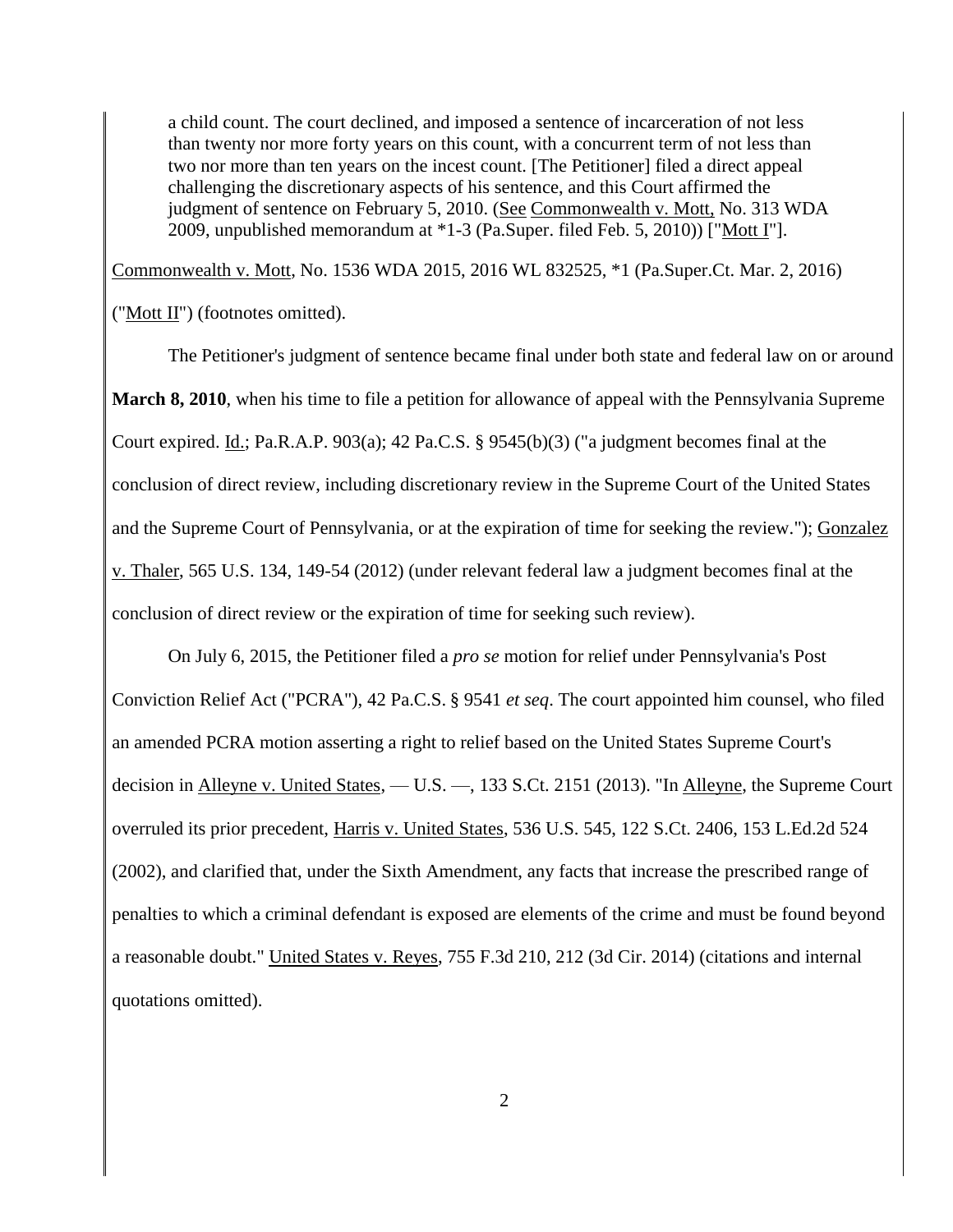> a child count. The court declined, and imposed a sentence of incarceration of not less than twenty nor more forty years on this count, with a concurrent term of not less than two nor more than ten years on the incest count. [The Petitioner] filed a direct appeal challenging the discretionary aspects of his sentence, and this Court affirmed the judgment of sentence on February 5, 2010. (See Commonwealth v. Mott, No. 313 WDA 2009, unpublished memorandum at *1-3 (Pa.Super. filed Feb. 5, 2010)) ["Mott I"].

Commonwealth v. Mott, No. 1536 WDA 2015, 2016 WL 832525, *1 (Pa.Super.Ct. Mar. 2, 2016) ("Mott II") (footnotes omitted).

The Petitioner's judgment of sentence became final under both state and federal law on or around **March 8, 2010**, when his time to file a petition for allowance of appeal with the Pennsylvania Supreme Court expired. Id.; Pa.R.A.P. 903(a); 42 Pa.C.S. § 9545(b)(3) ("a judgment becomes final at the conclusion of direct review, including discretionary review in the Supreme Court of the United States and the Supreme Court of Pennsylvania, or at the expiration of time for seeking the review."); Gonzalez v. Thaler, 565 U.S. 134, 149-54 (2012) (under relevant federal law a judgment becomes final at the conclusion of direct review or the expiration of time for seeking such review).

On July 6, 2015, the Petitioner filed a *pro se* motion for relief under Pennsylvania's Post Conviction Relief Act ("PCRA"), 42 Pa.C.S. § 9541 *et seq*. The court appointed him counsel, who filed an amended PCRA motion asserting a right to relief based on the United States Supreme Court's decision in Alleyne v. United States, — U.S. —, 133 S.Ct. 2151 (2013). "In Alleyne, the Supreme Court overruled its prior precedent, Harris v. United States, 536 U.S. 545, 122 S.Ct. 2406, 153 L.Ed.2d 524 (2002), and clarified that, under the Sixth Amendment, any facts that increase the prescribed range of penalties to which a criminal defendant is exposed are elements of the crime and must be found beyond a reasonable doubt." United States v. Reyes, 755 F.3d 210, 212 (3d Cir. 2014) (citations and internal quotations omitted).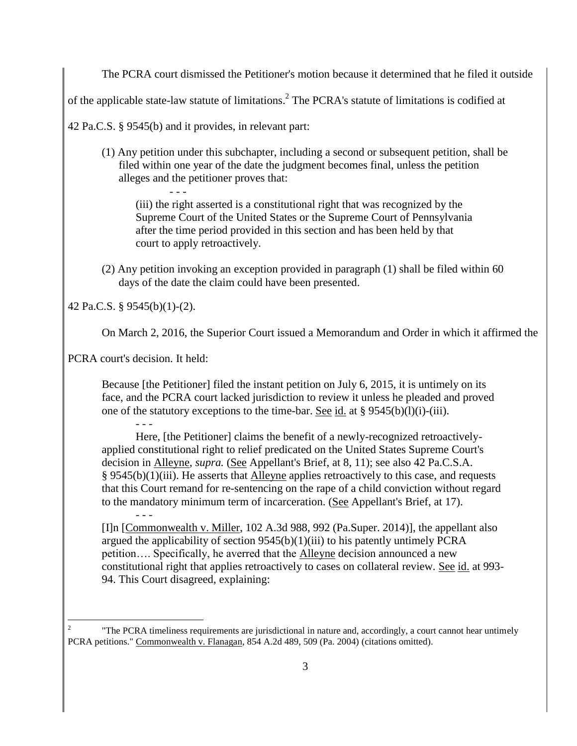The PCRA court dismissed the Petitioner's motion because it determined that he filed it outside of the applicable state-law statute of limitations.[2] The PCRA's statute of limitations is codified at 42 Pa.C.S. § 9545(b) and it provides, in relevant part:

> (1) Any petition under this subchapter, including a second or subsequent petition, shall be filed within one year of the date the judgment becomes final, unless the petition alleges and the petitioner proves that:
>
> \- - -
>
> (iii) the right asserted is a constitutional right that was recognized by the Supreme Court of the United States or the Supreme Court of Pennsylvania after the time period provided in this section and has been held by that court to apply retroactively.
>
> (2) Any petition invoking an exception provided in paragraph (1) shall be filed within 60 days of the date the claim could have been presented.

42 Pa.C.S. § 9545(b)(1)-(2).

On March 2, 2016, the Superior Court issued a Memorandum and Order in which it affirmed the PCRA court's decision. It held:

> Because [the Petitioner] filed the instant petition on July 6, 2015, it is untimely on its face, and the PCRA court lacked jurisdiction to review it unless he pleaded and proved one of the statutory exceptions to the time-bar. See id. at § 9545(b)(l)(i)-(iii).
>
> \- - -
>
> Here, [the Petitioner] claims the benefit of a newly-recognized retroactively-applied constitutional right to relief predicated on the United States Supreme Court's decision in Alleyne, *supra.* (See Appellant's Brief, at 8, 11); see also 42 Pa.C.S.A. § 9545(b)(1)(iii). He asserts that Alleyne applies retroactively to this case, and requests that this Court remand for re-sentencing on the rape of a child conviction without regard to the mandatory minimum term of incarceration. (See Appellant's Brief, at 17).
>
> \- - -
>
> [I]n [Commonwealth v. Miller, 102 A.3d 988, 992 (Pa.Super. 2014)], the appellant also argued the applicability of section 9545(b)(1)(iii) to his patently untimely PCRA petition…. Specifically, he averred that the Alleyne decision announced a new constitutional right that applies retroactively to cases on collateral review. See id. at 993-94. This Court disagreed, explaining:

[2] "The PCRA timeliness requirements are jurisdictional in nature and, accordingly, a court cannot hear untimely PCRA petitions." Commonwealth v. Flanagan, 854 A.2d 489, 509 (Pa. 2004) (citations omitted).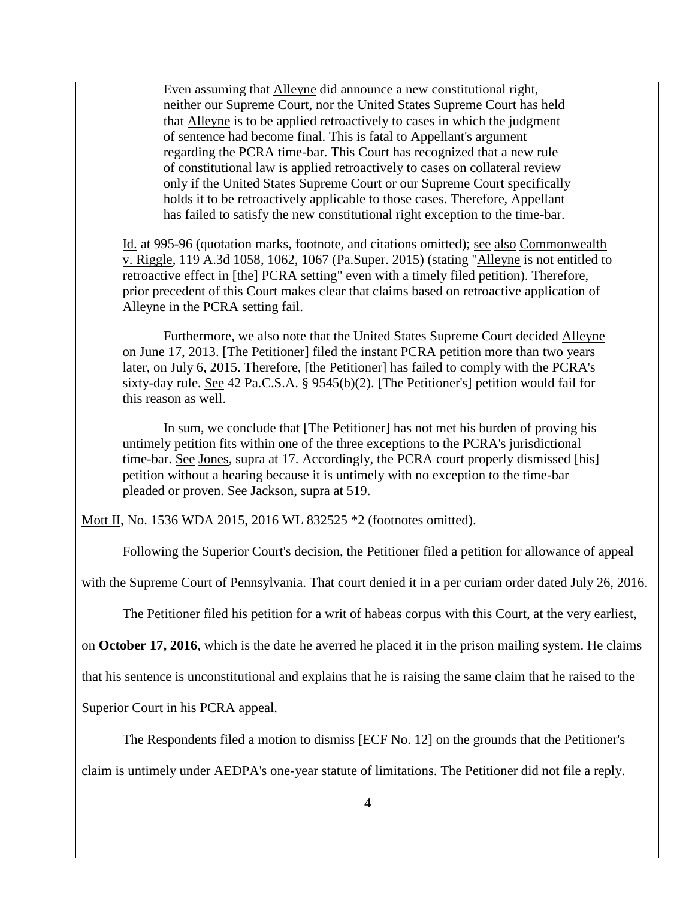> Even assuming that Alleyne did announce a new constitutional right, neither our Supreme Court, nor the United States Supreme Court has held that Alleyne is to be applied retroactively to cases in which the judgment of sentence had become final. This is fatal to Appellant's argument regarding the PCRA time-bar. This Court has recognized that a new rule of constitutional law is applied retroactively to cases on collateral review only if the United States Supreme Court or our Supreme Court specifically holds it to be retroactively applicable to those cases. Therefore, Appellant has failed to satisfy the new constitutional right exception to the time-bar.
>
> Id. at 995-96 (quotation marks, footnote, and citations omitted); see also Commonwealth v. Riggle, 119 A.3d 1058, 1062, 1067 (Pa.Super. 2015) (stating "Alleyne is not entitled to retroactive effect in [the] PCRA setting" even with a timely filed petition). Therefore, prior precedent of this Court makes clear that claims based on retroactive application of Alleyne in the PCRA setting fail.
>
> Furthermore, we also note that the United States Supreme Court decided Alleyne on June 17, 2013. [The Petitioner] filed the instant PCRA petition more than two years later, on July 6, 2015. Therefore, [the Petitioner] has failed to comply with the PCRA's sixty-day rule. See 42 Pa.C.S.A. § 9545(b)(2). [The Petitioner's] petition would fail for this reason as well.
>
> In sum, we conclude that [The Petitioner] has not met his burden of proving his untimely petition fits within one of the three exceptions to the PCRA's jurisdictional time-bar. See Jones, supra at 17. Accordingly, the PCRA court properly dismissed [his] petition without a hearing because it is untimely with no exception to the time-bar pleaded or proven. See Jackson, supra at 519.

Mott II, No. 1536 WDA 2015, 2016 WL 832525 *2 (footnotes omitted).

Following the Superior Court's decision, the Petitioner filed a petition for allowance of appeal with the Supreme Court of Pennsylvania. That court denied it in a per curiam order dated July 26, 2016.

The Petitioner filed his petition for a writ of habeas corpus with this Court, at the very earliest, on **October 17, 2016**, which is the date he averred he placed it in the prison mailing system. He claims that his sentence is unconstitutional and explains that he is raising the same claim that he raised to the Superior Court in his PCRA appeal.

The Respondents filed a motion to dismiss [ECF No. 12] on the grounds that the Petitioner's claim is untimely under AEDPA's one-year statute of limitations. The Petitioner did not file a reply.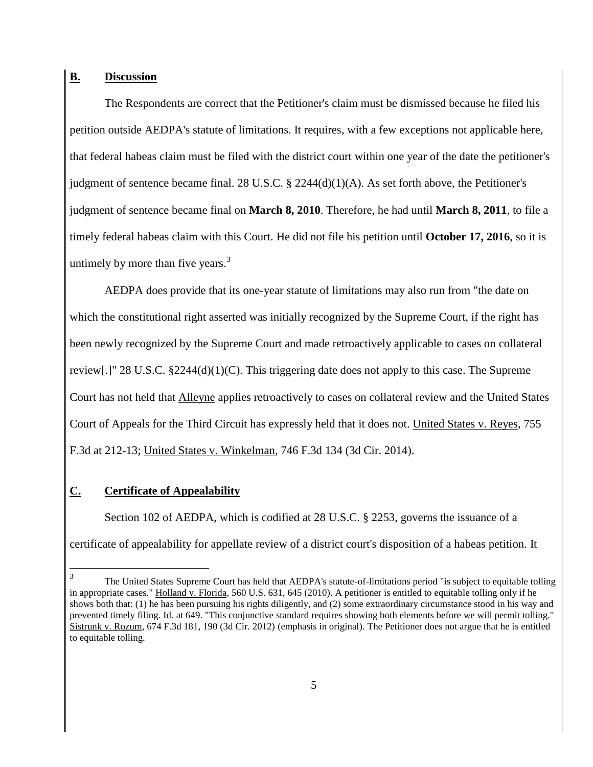## B. Discussion

The Respondents are correct that the Petitioner's claim must be dismissed because he filed his petition outside AEDPA's statute of limitations. It requires, with a few exceptions not applicable here, that federal habeas claim must be filed with the district court within one year of the date the petitioner's judgment of sentence became final. 28 U.S.C. § 2244(d)(1)(A). As set forth above, the Petitioner's judgment of sentence became final on **March 8, 2010**. Therefore, he had until **March 8, 2011**, to file a timely federal habeas claim with this Court. He did not file his petition until **October 17, 2016**, so it is untimely by more than five years.[3]

AEDPA does provide that its one-year statute of limitations may also run from "the date on which the constitutional right asserted was initially recognized by the Supreme Court, if the right has been newly recognized by the Supreme Court and made retroactively applicable to cases on collateral review[.]" 28 U.S.C. §2244(d)(1)(C). This triggering date does not apply to this case. The Supreme Court has not held that Alleyne applies retroactively to cases on collateral review and the United States Court of Appeals for the Third Circuit has expressly held that it does not. United States v. Reyes, 755 F.3d at 212-13; United States v. Winkelman, 746 F.3d 134 (3d Cir. 2014).

## C. Certificate of Appealability

Section 102 of AEDPA, which is codified at 28 U.S.C. § 2253, governs the issuance of a certificate of appealability for appellate review of a district court's disposition of a habeas petition. It

---

[3] The United States Supreme Court has held that AEDPA's statute-of-limitations period "is subject to equitable tolling in appropriate cases." Holland v. Florida, 560 U.S. 631, 645 (2010). A petitioner is entitled to equitable tolling only if he shows both that: (1) he has been pursuing his rights diligently, and (2) some extraordinary circumstance stood in his way and prevented timely filing. Id. at 649. "This conjunctive standard requires showing both elements before we will permit tolling." Sistrunk v. Rozum, 674 F.3d 181, 190 (3d Cir. 2012) (emphasis in original). The Petitioner does not argue that he is entitled to equitable tolling.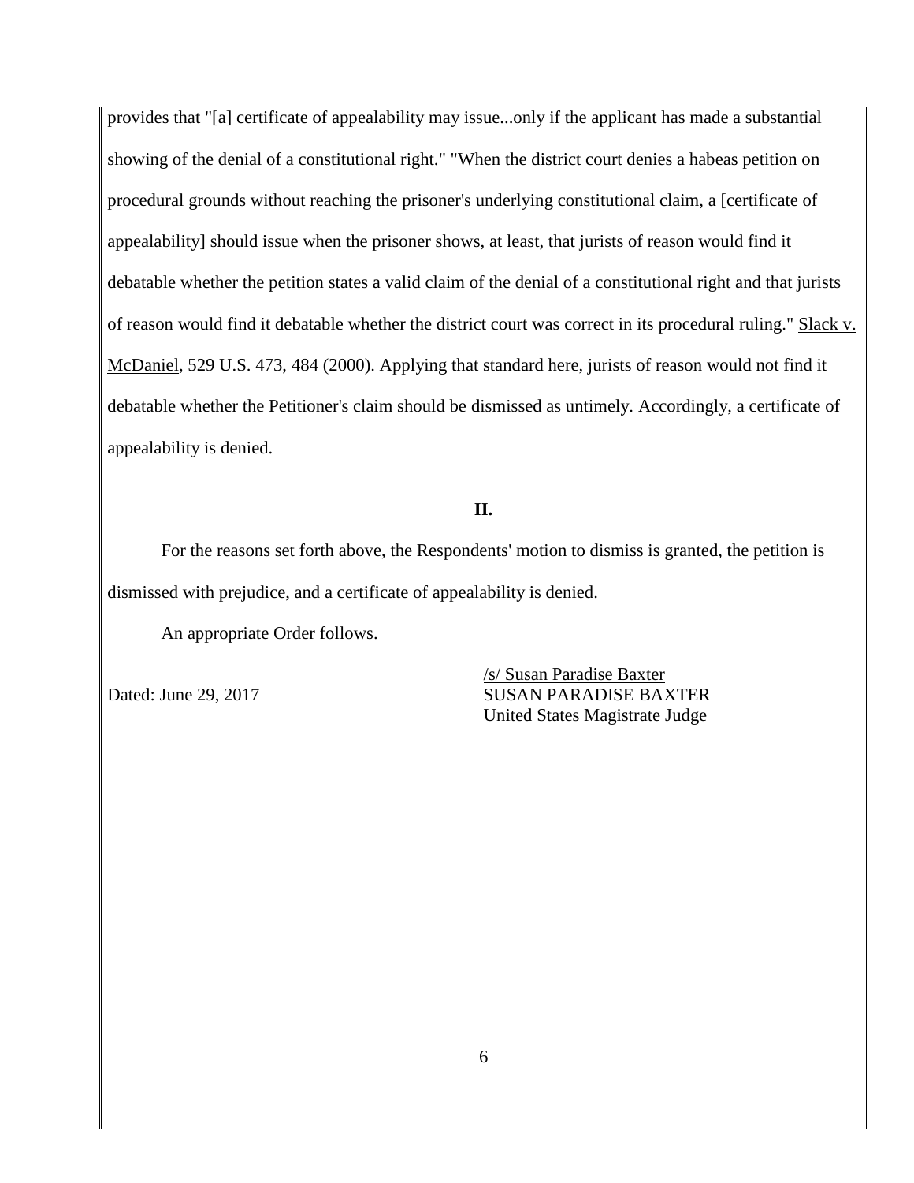provides that "[a] certificate of appealability may issue...only if the applicant has made a substantial showing of the denial of a constitutional right." "When the district court denies a habeas petition on procedural grounds without reaching the prisoner's underlying constitutional claim, a [certificate of appealability] should issue when the prisoner shows, at least, that jurists of reason would find it debatable whether the petition states a valid claim of the denial of a constitutional right and that jurists of reason would find it debatable whether the district court was correct in its procedural ruling." Slack v. McDaniel, 529 U.S. 473, 484 (2000). Applying that standard here, jurists of reason would not find it debatable whether the Petitioner's claim should be dismissed as untimely. Accordingly, a certificate of appealability is denied.

**II.**

For the reasons set forth above, the Respondents' motion to dismiss is granted, the petition is dismissed with prejudice, and a certificate of appealability is denied.

An appropriate Order follows.

Dated: June 29, 2017

/s/ Susan Paradise Baxter
SUSAN PARADISE BAXTER
United States Magistrate Judge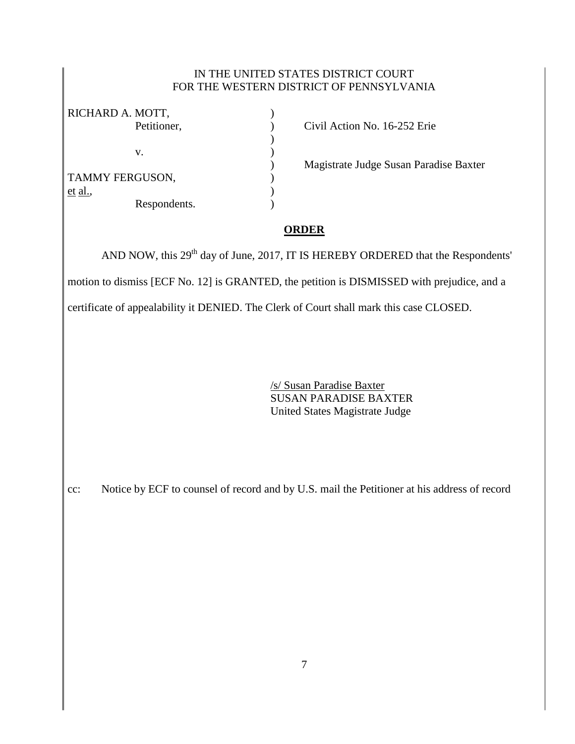IN THE UNITED STATES DISTRICT COURT
FOR THE WESTERN DISTRICT OF PENNSYLVANIA

| | | |
|---|---|---|
| RICHARD A. MOTT, | ) | |
| Petitioner, | ) | Civil Action No. 16-252 Erie |
| | ) | |
| v. | ) | |
| | ) | Magistrate Judge Susan Paradise Baxter |
| TAMMY FERGUSON, | ) | |
| et al., | ) | |
| Respondents. | ) | |

## ORDER

AND NOW, this 29th day of June, 2017, IT IS HEREBY ORDERED that the Respondents' motion to dismiss [ECF No. 12] is GRANTED, the petition is DISMISSED with prejudice, and a certificate of appealability it DENIED. The Clerk of Court shall mark this case CLOSED.

/s/ Susan Paradise Baxter
SUSAN PARADISE BAXTER
United States Magistrate Judge

cc: Notice by ECF to counsel of record and by U.S. mail the Petitioner at his address of record